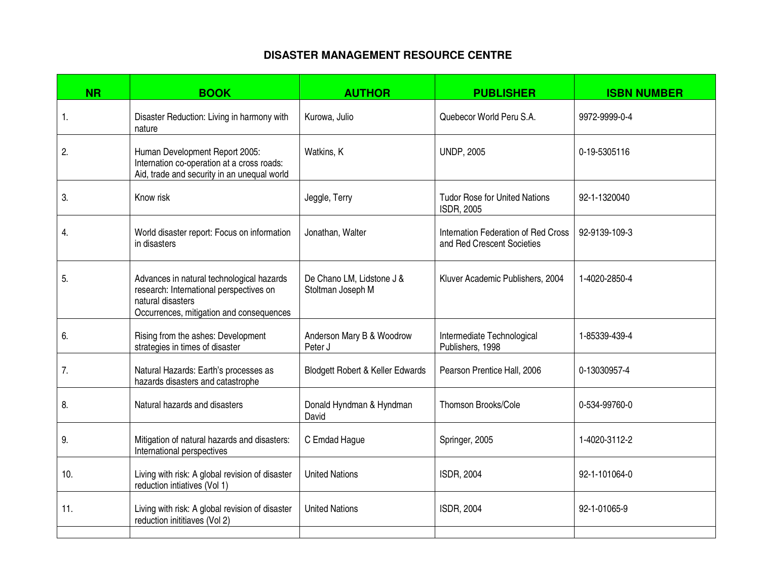# DISASTER MANAGEMENT RESOURCE CENTRE

| NR | BOOK | AUTHOR | PUBLISHER | ISBN NUMBER |
|---|---|---|---|---|
| 1. | Disaster Reduction: Living in harmony with nature | Kurowa, Julio | Quebecor World Peru S.A. | 9972-9999-0-4 |
| 2. | Human Development Report 2005: Internation co-operation at a cross roads: Aid, trade and security in an unequal world | Watkins, K | UNDP, 2005 | 0-19-5305116 |
| 3. | Know risk | Jeggle, Terry | Tudor Rose for United Nations ISDR, 2005 | 92-1-1320040 |
| 4. | World disaster report: Focus on information in disasters | Jonathan, Walter | Internation Federation of Red Cross and Red Crescent Societies | 92-9139-109-3 |
| 5. | Advances in natural technological hazards research: International perspectives on natural disasters Occurrences, mitigation and consequences | De Chano LM, Lidstone J & Stoltman Joseph M | Kluver Academic Publishers, 2004 | 1-4020-2850-4 |
| 6. | Rising from the ashes: Development strategies in times of disaster | Anderson Mary B & Woodrow Peter J | Intermediate Technological Publishers, 1998 | 1-85339-439-4 |
| 7. | Natural Hazards: Earth's processes as hazards disasters and catastrophe | Blodgett Robert & Keller Edwards | Pearson Prentice Hall, 2006 | 0-13030957-4 |
| 8. | Natural hazards and disasters | Donald Hyndman & Hyndman David | Thomson Brooks/Cole | 0-534-99760-0 |
| 9. | Mitigation of natural hazards and disasters: International perspectives | C Emdad Hague | Springer, 2005 | 1-4020-3112-2 |
| 10. | Living with risk: A global revision of disaster reduction intiatives (Vol 1) | United Nations | ISDR, 2004 | 92-1-101064-0 |
| 11. | Living with risk: A global revision of disaster reduction inititiaves (Vol 2) | United Nations | ISDR, 2004 | 92-1-01065-9 |
| | | | | |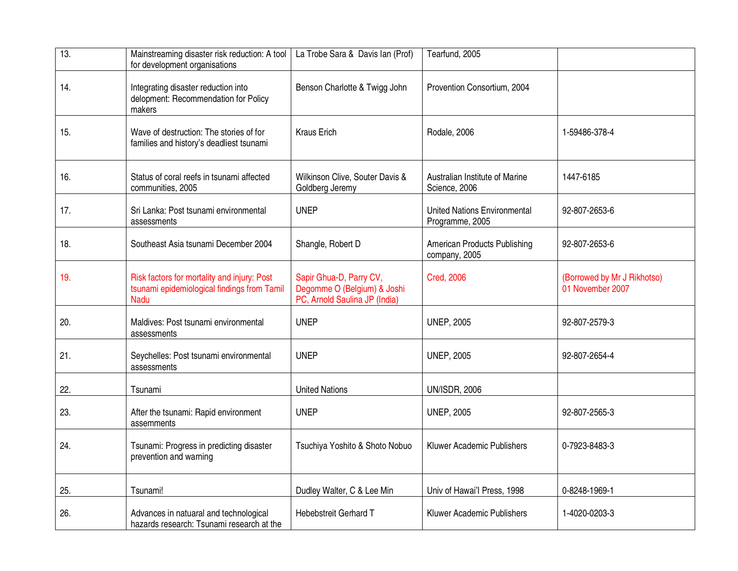| 13. | Mainstreaming disaster risk reduction: A tool for development organisations | La Trobe Sara & Davis Ian (Prof) | Tearfund, 2005 | |
|---|---|---|---|---|
| 14. | Integrating disaster reduction into delopment: Recommendation for Policy makers | Benson Charlotte & Twigg John | Provention Consortium, 2004 | |
| 15. | Wave of destruction: The stories of for families and history's deadliest tsunami | Kraus Erich | Rodale, 2006 | 1-59486-378-4 |
| 16. | Status of coral reefs in tsunami affected communities, 2005 | Wilkinson Clive, Souter Davis & Goldberg Jeremy | Australian Institute of Marine Science, 2006 | 1447-6185 |
| 17. | Sri Lanka: Post tsunami environmental assessments | UNEP | United Nations Environmental Programme, 2005 | 92-807-2653-6 |
| 18. | Southeast Asia tsunami December 2004 | Shangle, Robert D | American Products Publishing company, 2005 | 92-807-2653-6 |
| 19. | Risk factors for mortality and injury: Post tsunami epidemiological findings from Tamil Nadu | Sapir Ghua-D, Parry CV, Degomme O (Belgium) & Joshi PC, Arnold Saulina JP (India) | Cred, 2006 | (Borrowed by Mr J Rikhotso) 01 November 2007 |
| 20. | Maldives: Post tsunami environmental assessments | UNEP | UNEP, 2005 | 92-807-2579-3 |
| 21. | Seychelles: Post tsunami environmental assessments | UNEP | UNEP, 2005 | 92-807-2654-4 |
| 22. | Tsunami | United Nations | UN/ISDR, 2006 | |
| 23. | After the tsunami: Rapid environment assemments | UNEP | UNEP, 2005 | 92-807-2565-3 |
| 24. | Tsunami: Progress in predicting disaster prevention and warning | Tsuchiya Yoshito & Shoto Nobuo | Kluwer Academic Publishers | 0-7923-8483-3 |
| 25. | Tsunami! | Dudley Walter, C & Lee Min | Univ of Hawai'l Press, 1998 | 0-8248-1969-1 |
| 26. | Advances in natuaral and technological hazards research: Tsunami research at the | Hebebstreit Gerhard T | Kluwer Academic Publishers | 1-4020-0203-3 |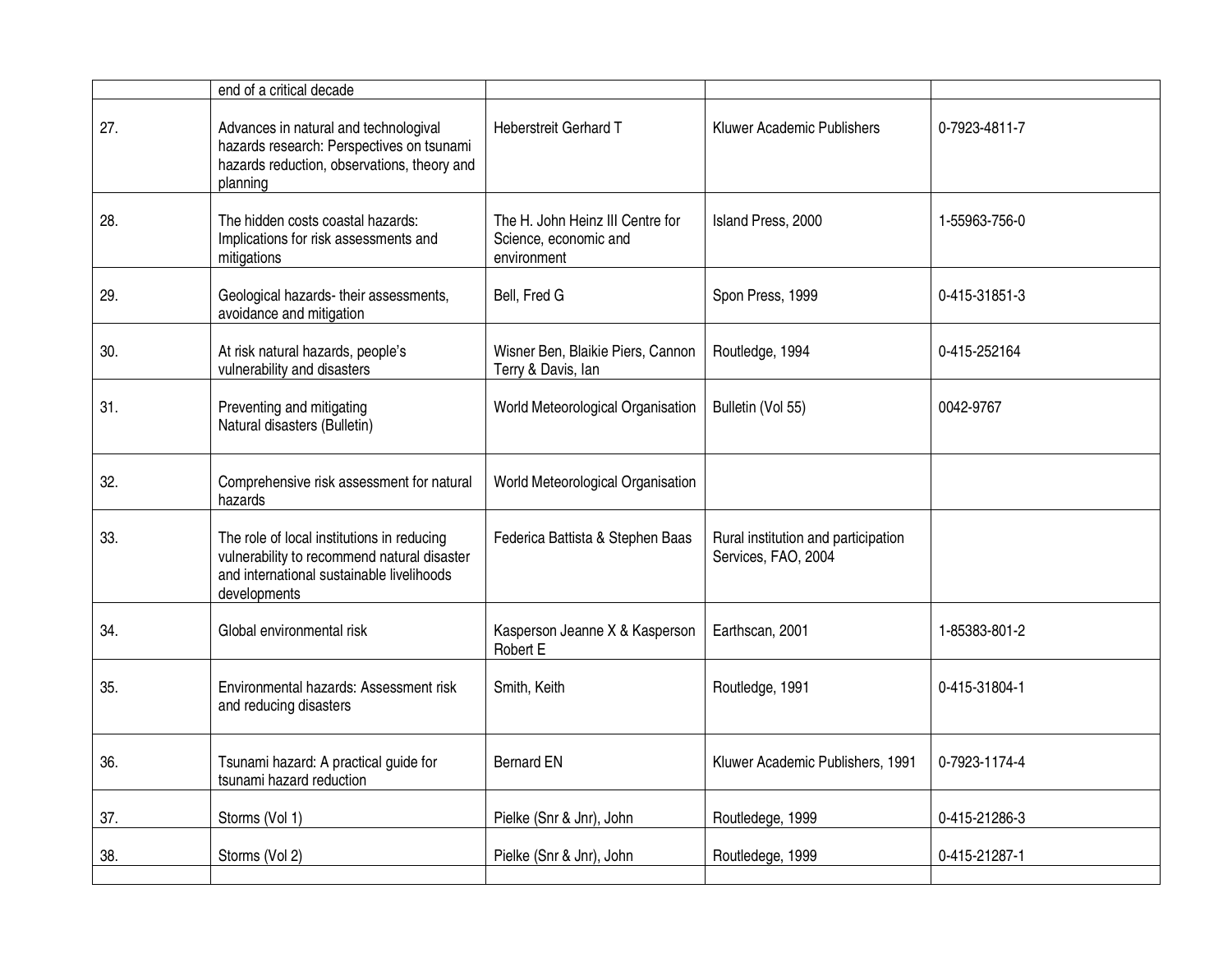| | | | | |
|---|---|---|---|---|
| | end of a critical decade | | | |
| 27. | Advances in natural and technologival hazards research: Perspectives on tsunami hazards reduction, observations, theory and planning | Heberstreit Gerhard T | Kluwer Academic Publishers | 0-7923-4811-7 |
| 28. | The hidden costs coastal hazards: Implications for risk assessments and mitigations | The H. John Heinz III Centre for Science, economic and environment | Island Press, 2000 | 1-55963-756-0 |
| 29. | Geological hazards- their assessments, avoidance and mitigation | Bell, Fred G | Spon Press, 1999 | 0-415-31851-3 |
| 30. | At risk natural hazards, people's vulnerability and disasters | Wisner Ben, Blaikie Piers, Cannon Terry & Davis, Ian | Routledge, 1994 | 0-415-252164 |
| 31. | Preventing and mitigating Natural disasters (Bulletin) | World Meteorological Organisation | Bulletin (Vol 55) | 0042-9767 |
| 32. | Comprehensive risk assessment for natural hazards | World Meteorological Organisation | | |
| 33. | The role of local institutions in reducing vulnerability to recommend natural disaster and international sustainable livelihoods developments | Federica Battista & Stephen Baas | Rural institution and participation Services, FAO, 2004 | |
| 34. | Global environmental risk | Kasperson Jeanne X & Kasperson Robert E | Earthscan, 2001 | 1-85383-801-2 |
| 35. | Environmental hazards: Assessment risk and reducing disasters | Smith, Keith | Routledge, 1991 | 0-415-31804-1 |
| 36. | Tsunami hazard: A practical guide for tsunami hazard reduction | Bernard EN | Kluwer Academic Publishers, 1991 | 0-7923-1174-4 |
| 37. | Storms (Vol 1) | Pielke (Snr & Jnr), John | Routledege, 1999 | 0-415-21286-3 |
| 38. | Storms (Vol 2) | Pielke (Snr & Jnr), John | Routledege, 1999 | 0-415-21287-1 |
| | | | | |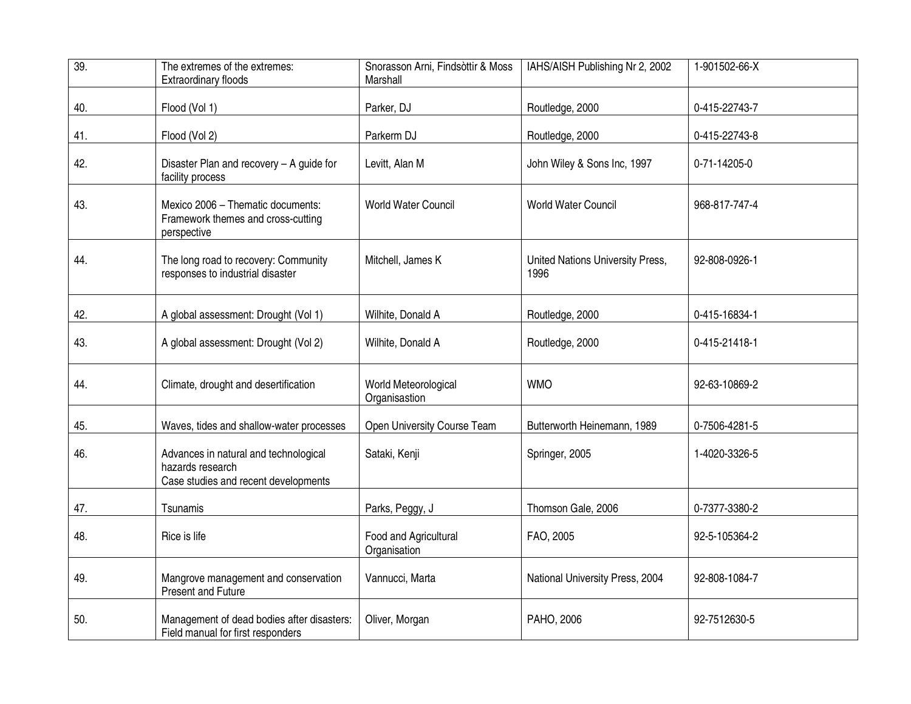| | | | | |
|---|---|---|---|---|
| 39. | The extremes of the extremes: Extraordinary floods | Snorasson Arni, Findsòttir & Moss Marshall | IAHS/AISH Publishing Nr 2, 2002 | 1-901502-66-X |
| 40. | Flood (Vol 1) | Parker, DJ | Routledge, 2000 | 0-415-22743-7 |
| 41. | Flood (Vol 2) | Parkerm DJ | Routledge, 2000 | 0-415-22743-8 |
| 42. | Disaster Plan and recovery – A guide for facility process | Levitt, Alan M | John Wiley & Sons Inc, 1997 | 0-71-14205-0 |
| 43. | Mexico 2006 – Thematic documents: Framework themes and cross-cutting perspective | World Water Council | World Water Council | 968-817-747-4 |
| 44. | The long road to recovery: Community responses to industrial disaster | Mitchell, James K | United Nations University Press, 1996 | 92-808-0926-1 |
| 42. | A global assessment: Drought (Vol 1) | Wilhite, Donald A | Routledge, 2000 | 0-415-16834-1 |
| 43. | A global assessment: Drought (Vol 2) | Wilhite, Donald A | Routledge, 2000 | 0-415-21418-1 |
| 44. | Climate, drought and desertification | World Meteorological Organisastion | WMO | 92-63-10869-2 |
| 45. | Waves, tides and shallow-water processes | Open University Course Team | Butterworth Heinemann, 1989 | 0-7506-4281-5 |
| 46. | Advances in natural and technological hazards research Case studies and recent developments | Sataki, Kenji | Springer, 2005 | 1-4020-3326-5 |
| 47. | Tsunamis | Parks, Peggy, J | Thomson Gale, 2006 | 0-7377-3380-2 |
| 48. | Rice is life | Food and Agricultural Organisation | FAO, 2005 | 92-5-105364-2 |
| 49. | Mangrove management and conservation Present and Future | Vannucci, Marta | National University Press, 2004 | 92-808-1084-7 |
| 50. | Management of dead bodies after disasters: Field manual for first responders | Oliver, Morgan | PAHO, 2006 | 92-7512630-5 |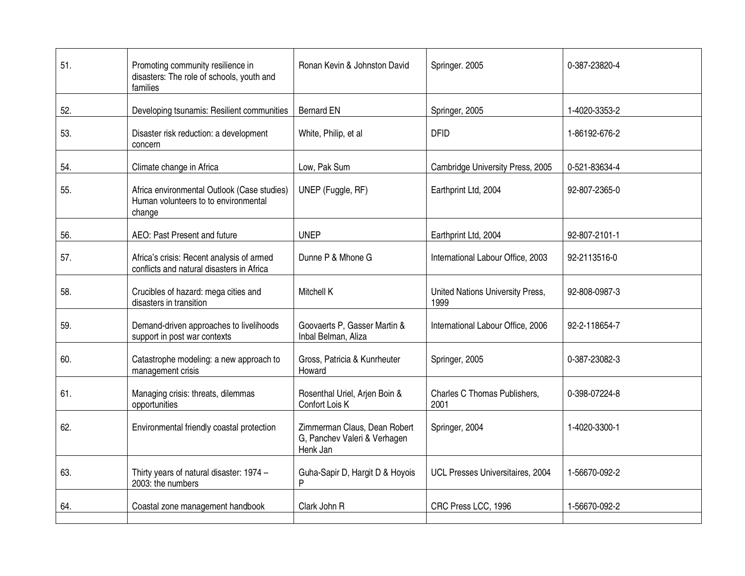| 51. | Promoting community resilience in disasters: The role of schools, youth and families | Ronan Kevin & Johnston David | Springer. 2005 | 0-387-23820-4 |
|---|---|---|---|---|
| 52. | Developing tsunamis: Resilient communities | Bernard EN | Springer, 2005 | 1-4020-3353-2 |
| 53. | Disaster risk reduction: a development concern | White, Philip, et al | DFID | 1-86192-676-2 |
| 54. | Climate change in Africa | Low, Pak Sum | Cambridge University Press, 2005 | 0-521-83634-4 |
| 55. | Africa environmental Outlook (Case studies) Human volunteers to to environmental change | UNEP (Fuggle, RF) | Earthprint Ltd, 2004 | 92-807-2365-0 |
| 56. | AEO: Past Present and future | UNEP | Earthprint Ltd, 2004 | 92-807-2101-1 |
| 57. | Africa's crisis: Recent analysis of armed conflicts and natural disasters in Africa | Dunne P & Mhone G | International Labour Office, 2003 | 92-2113516-0 |
| 58. | Crucibles of hazard: mega cities and disasters in transition | Mitchell K | United Nations University Press, 1999 | 92-808-0987-3 |
| 59. | Demand-driven approaches to livelihoods support in post war contexts | Goovaerts P, Gasser Martin & Inbal Belman, Aliza | International Labour Office, 2006 | 92-2-118654-7 |
| 60. | Catastrophe modeling: a new approach to management crisis | Gross, Patricia & Kunrheuter Howard | Springer, 2005 | 0-387-23082-3 |
| 61. | Managing crisis: threats, dilemmas opportunities | Rosenthal Uriel, Arjen Boin & Confort Lois K | Charles C Thomas Publishers, 2001 | 0-398-07224-8 |
| 62. | Environmental friendly coastal protection | Zimmerman Claus, Dean Robert G, Panchev Valeri & Verhagen Henk Jan | Springer, 2004 | 1-4020-3300-1 |
| 63. | Thirty years of natural disaster: 1974 – 2003: the numbers | Guha-Sapir D, Hargit D & Hoyois P | UCL Presses Universitaires, 2004 | 1-56670-092-2 |
| 64. | Coastal zone management handbook | Clark John R | CRC Press LCC, 1996 | 1-56670-092-2 |
| | | | | |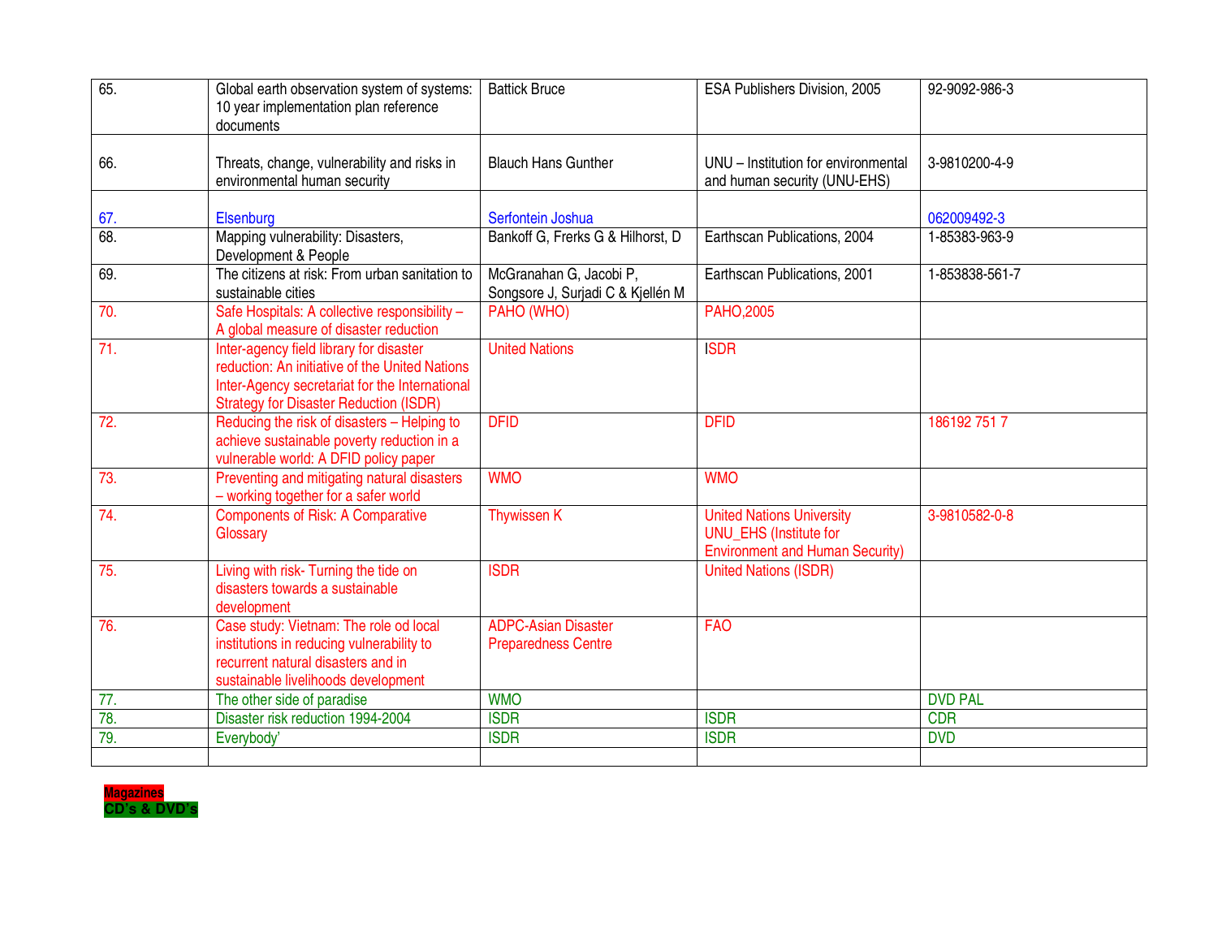| | | | | |
|---|---|---|---|---|
| 65. | Global earth observation system of systems: 10 year implementation plan reference documents | Battick Bruce | ESA Publishers Division, 2005 | 92-9092-986-3 |
| 66. | Threats, change, vulnerability and risks in environmental human security | Blauch Hans Gunther | UNU – Institution for environmental and human security (UNU-EHS) | 3-9810200-4-9 |
| 67. | Elsenburg | Serfontein Joshua | | 062009492-3 |
| 68. | Mapping vulnerability: Disasters, Development & People | Bankoff G, Frerks G & Hilhorst, D | Earthscan Publications, 2004 | 1-85383-963-9 |
| 69. | The citizens at risk: From urban sanitation to sustainable cities | McGranahan G, Jacobi P, Songsore J, Surjadi C & Kjellén M | Earthscan Publications, 2001 | 1-853838-561-7 |
| 70. | Safe Hospitals: A collective responsibility – A global measure of disaster reduction | PAHO (WHO) | PAHO,2005 | |
| 71. | Inter-agency field library for disaster reduction: An initiative of the United Nations Inter-Agency secretariat for the International Strategy for Disaster Reduction (ISDR) | United Nations | ISDR | |
| 72. | Reducing the risk of disasters – Helping to achieve sustainable poverty reduction in a vulnerable world: A DFID policy paper | DFID | DFID | 186192 751 7 |
| 73. | Preventing and mitigating natural disasters – working together for a safer world | WMO | WMO | |
| 74. | Components of Risk: A Comparative Glossary | Thywissen K | United Nations University UNU_EHS (Institute for Environment and Human Security) | 3-9810582-0-8 |
| 75. | Living with risk- Turning the tide on disasters towards a sustainable development | ISDR | United Nations (ISDR) | |
| 76. | Case study: Vietnam: The role od local institutions in reducing vulnerability to recurrent natural disasters and in sustainable livelihoods development | ADPC-Asian Disaster Preparedness Centre | FAO | |
| 77. | The other side of paradise | WMO | | DVD PAL |
| 78. | Disaster risk reduction 1994-2004 | ISDR | ISDR | CDR |
| 79. | Everybody' | ISDR | ISDR | DVD |
| | | | | |

**Magazines**
**CD's & DVD's**